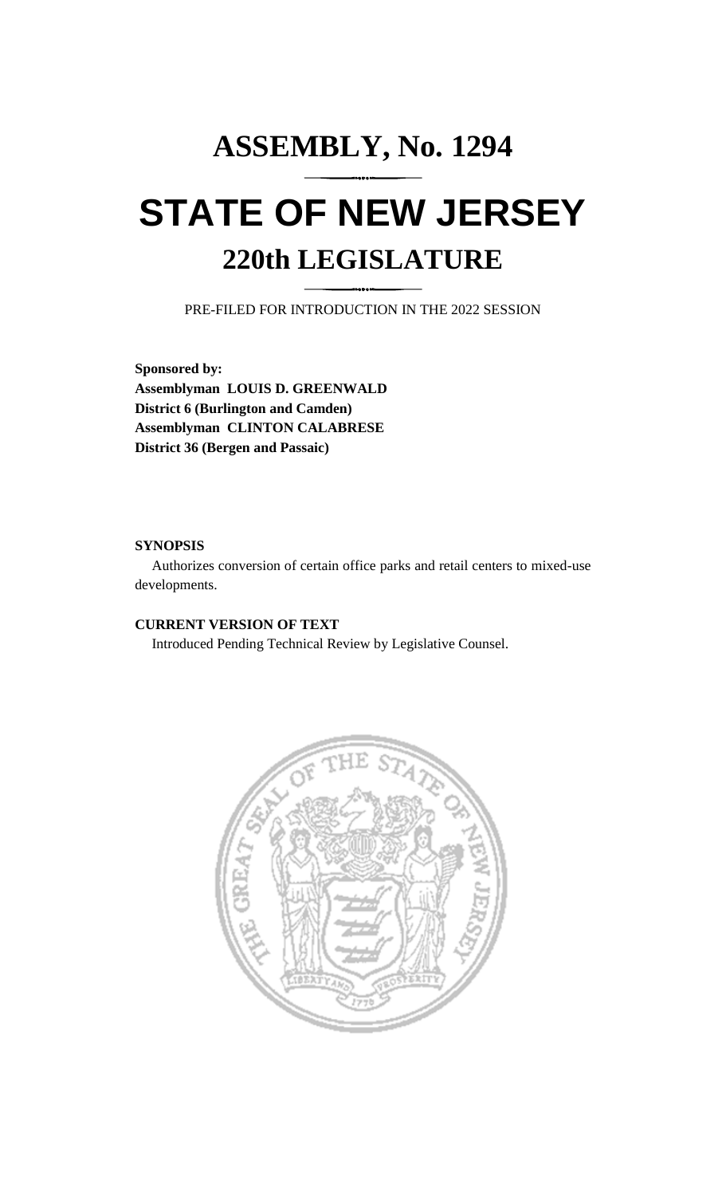# ASSEMBLY, No. 1294

# STATE OF NEW JERSEY

## 220th LEGISLATURE

PRE-FILED FOR INTRODUCTION IN THE 2022 SESSION

**Sponsored by:**
**Assemblyman LOUIS D. GREENWALD**
**District 6 (Burlington and Camden)**
**Assemblyman CLINTON CALABRESE**
**District 36 (Bergen and Passaic)**

**SYNOPSIS**

Authorizes conversion of certain office parks and retail centers to mixed-use developments.

**CURRENT VERSION OF TEXT**

Introduced Pending Technical Review by Legislative Counsel.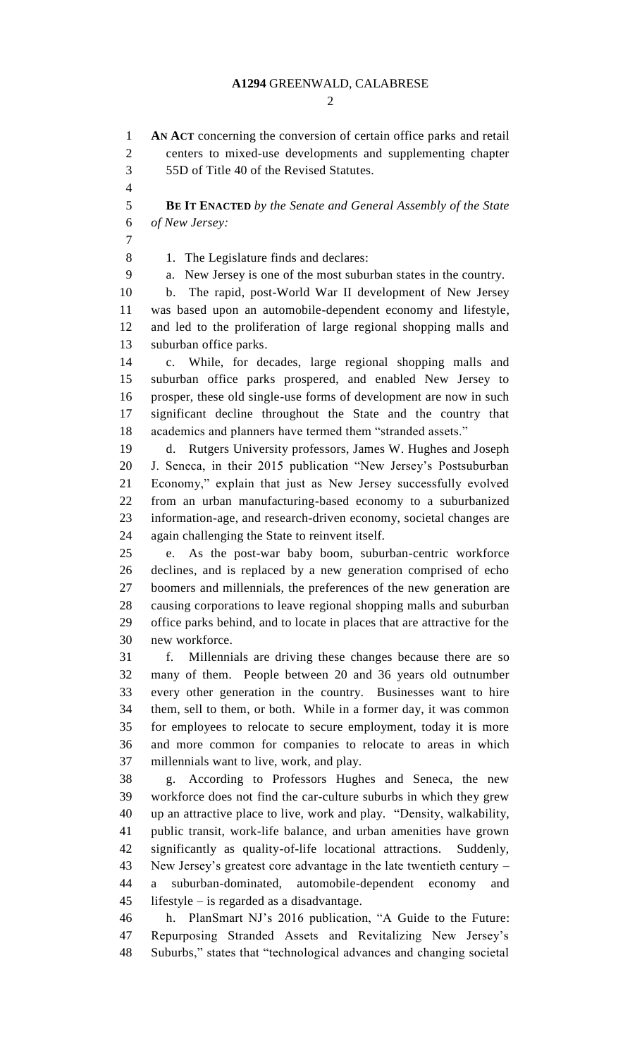**AN ACT** concerning the conversion of certain office parks and retail centers to mixed-use developments and supplementing chapter 55D of Title 40 of the Revised Statutes.

**BE IT ENACTED** *by the Senate and General Assembly of the State of New Jersey:*

1. The Legislature finds and declares:

a. New Jersey is one of the most suburban states in the country.

b. The rapid, post-World War II development of New Jersey was based upon an automobile-dependent economy and lifestyle, and led to the proliferation of large regional shopping malls and suburban office parks.

c. While, for decades, large regional shopping malls and suburban office parks prospered, and enabled New Jersey to prosper, these old single-use forms of development are now in such significant decline throughout the State and the country that academics and planners have termed them "stranded assets."

d. Rutgers University professors, James W. Hughes and Joseph J. Seneca, in their 2015 publication "New Jersey's Postsuburban Economy," explain that just as New Jersey successfully evolved from an urban manufacturing-based economy to a suburbanized information-age, and research-driven economy, societal changes are again challenging the State to reinvent itself.

e. As the post-war baby boom, suburban-centric workforce declines, and is replaced by a new generation comprised of echo boomers and millennials, the preferences of the new generation are causing corporations to leave regional shopping malls and suburban office parks behind, and to locate in places that are attractive for the new workforce.

f. Millennials are driving these changes because there are so many of them. People between 20 and 36 years old outnumber every other generation in the country. Businesses want to hire them, sell to them, or both. While in a former day, it was common for employees to relocate to secure employment, today it is more and more common for companies to relocate to areas in which millennials want to live, work, and play.

g. According to Professors Hughes and Seneca, the new workforce does not find the car-culture suburbs in which they grew up an attractive place to live, work and play. "Density, walkability, public transit, work-life balance, and urban amenities have grown significantly as quality-of-life locational attractions. Suddenly, New Jersey's greatest core advantage in the late twentieth century – a suburban-dominated, automobile-dependent economy and lifestyle – is regarded as a disadvantage.

h. PlanSmart NJ's 2016 publication, "A Guide to the Future: Repurposing Stranded Assets and Revitalizing New Jersey's Suburbs," states that "technological advances and changing societal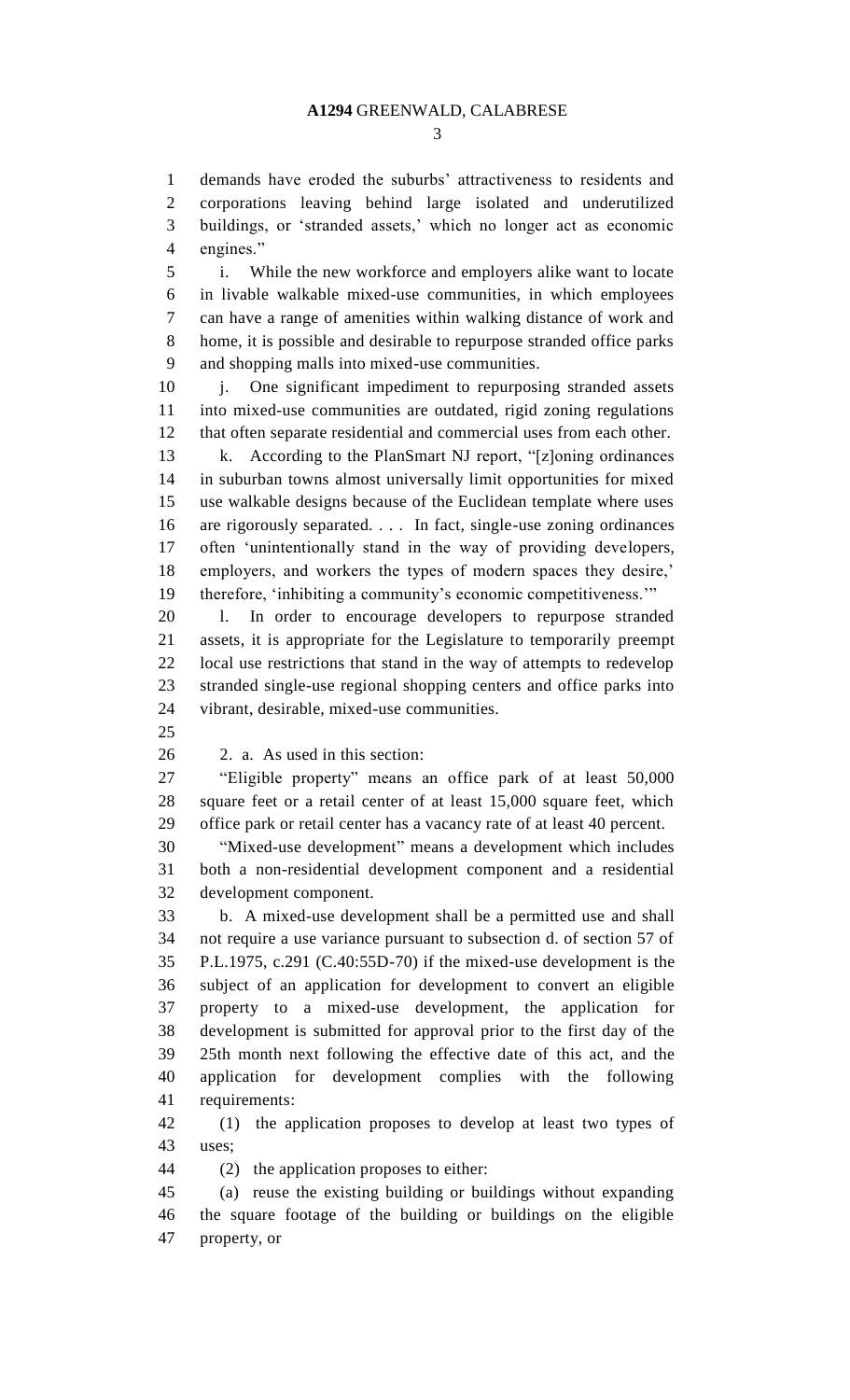demands have eroded the suburbs' attractiveness to residents and corporations leaving behind large isolated and underutilized buildings, or 'stranded assets,' which no longer act as economic engines."

i. While the new workforce and employers alike want to locate in livable walkable mixed-use communities, in which employees can have a range of amenities within walking distance of work and home, it is possible and desirable to repurpose stranded office parks and shopping malls into mixed-use communities.

j. One significant impediment to repurposing stranded assets into mixed-use communities are outdated, rigid zoning regulations that often separate residential and commercial uses from each other.

k. According to the PlanSmart NJ report, "[z]oning ordinances in suburban towns almost universally limit opportunities for mixed use walkable designs because of the Euclidean template where uses are rigorously separated. . . . In fact, single-use zoning ordinances often 'unintentionally stand in the way of providing developers, employers, and workers the types of modern spaces they desire,' therefore, 'inhibiting a community's economic competitiveness.'"

l. In order to encourage developers to repurpose stranded assets, it is appropriate for the Legislature to temporarily preempt local use restrictions that stand in the way of attempts to redevelop stranded single-use regional shopping centers and office parks into vibrant, desirable, mixed-use communities.

2. a. As used in this section:

"Eligible property" means an office park of at least 50,000 square feet or a retail center of at least 15,000 square feet, which office park or retail center has a vacancy rate of at least 40 percent.

"Mixed-use development" means a development which includes both a non-residential development component and a residential development component.

b. A mixed-use development shall be a permitted use and shall not require a use variance pursuant to subsection d. of section 57 of P.L.1975, c.291 (C.40:55D-70) if the mixed-use development is the subject of an application for development to convert an eligible property to a mixed-use development, the application for development is submitted for approval prior to the first day of the 25th month next following the effective date of this act, and the application for development complies with the following requirements:

(1) the application proposes to develop at least two types of uses;

(2) the application proposes to either:

(a) reuse the existing building or buildings without expanding the square footage of the building or buildings on the eligible property, or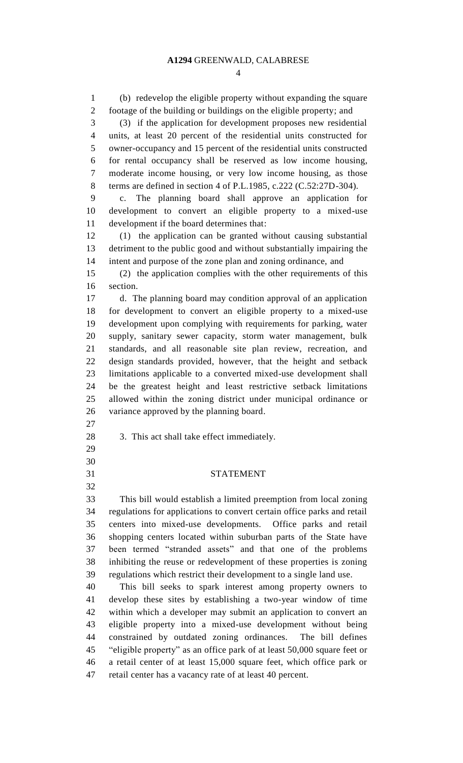(b) redevelop the eligible property without expanding the square footage of the building or buildings on the eligible property; and

(3) if the application for development proposes new residential units, at least 20 percent of the residential units constructed for owner-occupancy and 15 percent of the residential units constructed for rental occupancy shall be reserved as low income housing, moderate income housing, or very low income housing, as those terms are defined in section 4 of P.L.1985, c.222 (C.52:27D-304).

c. The planning board shall approve an application for development to convert an eligible property to a mixed-use development if the board determines that:

(1) the application can be granted without causing substantial detriment to the public good and without substantially impairing the intent and purpose of the zone plan and zoning ordinance, and

(2) the application complies with the other requirements of this section.

d. The planning board may condition approval of an application for development to convert an eligible property to a mixed-use development upon complying with requirements for parking, water supply, sanitary sewer capacity, storm water management, bulk standards, and all reasonable site plan review, recreation, and design standards provided, however, that the height and setback limitations applicable to a converted mixed-use development shall be the greatest height and least restrictive setback limitations allowed within the zoning district under municipal ordinance or variance approved by the planning board.

3. This act shall take effect immediately.

## STATEMENT

This bill would establish a limited preemption from local zoning regulations for applications to convert certain office parks and retail centers into mixed-use developments. Office parks and retail shopping centers located within suburban parts of the State have been termed "stranded assets" and that one of the problems inhibiting the reuse or redevelopment of these properties is zoning regulations which restrict their development to a single land use.

This bill seeks to spark interest among property owners to develop these sites by establishing a two-year window of time within which a developer may submit an application to convert an eligible property into a mixed-use development without being constrained by outdated zoning ordinances. The bill defines "eligible property" as an office park of at least 50,000 square feet or a retail center of at least 15,000 square feet, which office park or retail center has a vacancy rate of at least 40 percent.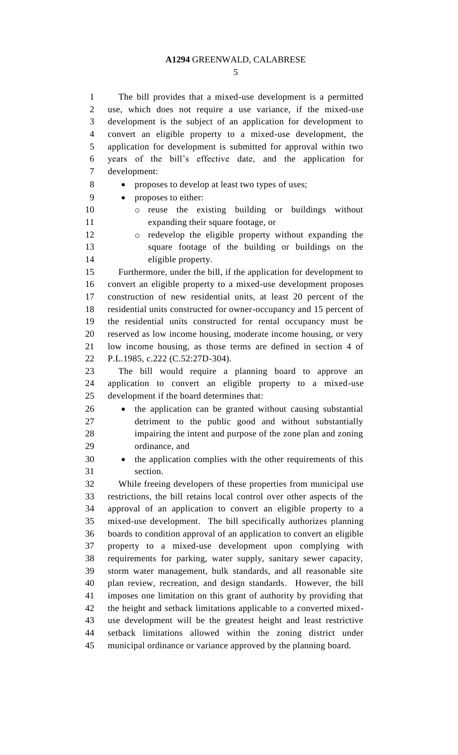The bill provides that a mixed-use development is a permitted use, which does not require a use variance, if the mixed-use development is the subject of an application for development to convert an eligible property to a mixed-use development, the application for development is submitted for approval within two years of the bill's effective date, and the application for development:

- proposes to develop at least two types of uses;
- proposes to either:
  - reuse the existing building or buildings without expanding their square footage, or
  - redevelop the eligible property without expanding the square footage of the building or buildings on the eligible property.

Furthermore, under the bill, if the application for development to convert an eligible property to a mixed-use development proposes construction of new residential units, at least 20 percent of the residential units constructed for owner-occupancy and 15 percent of the residential units constructed for rental occupancy must be reserved as low income housing, moderate income housing, or very low income housing, as those terms are defined in section 4 of P.L.1985, c.222 (C.52:27D-304).

The bill would require a planning board to approve an application to convert an eligible property to a mixed-use development if the board determines that:

- the application can be granted without causing substantial detriment to the public good and without substantially impairing the intent and purpose of the zone plan and zoning ordinance, and
- the application complies with the other requirements of this section.

While freeing developers of these properties from municipal use restrictions, the bill retains local control over other aspects of the approval of an application to convert an eligible property to a mixed-use development. The bill specifically authorizes planning boards to condition approval of an application to convert an eligible property to a mixed-use development upon complying with requirements for parking, water supply, sanitary sewer capacity, storm water management, bulk standards, and all reasonable site plan review, recreation, and design standards. However, the bill imposes one limitation on this grant of authority by providing that the height and setback limitations applicable to a converted mixed-use development will be the greatest height and least restrictive setback limitations allowed within the zoning district under municipal ordinance or variance approved by the planning board.